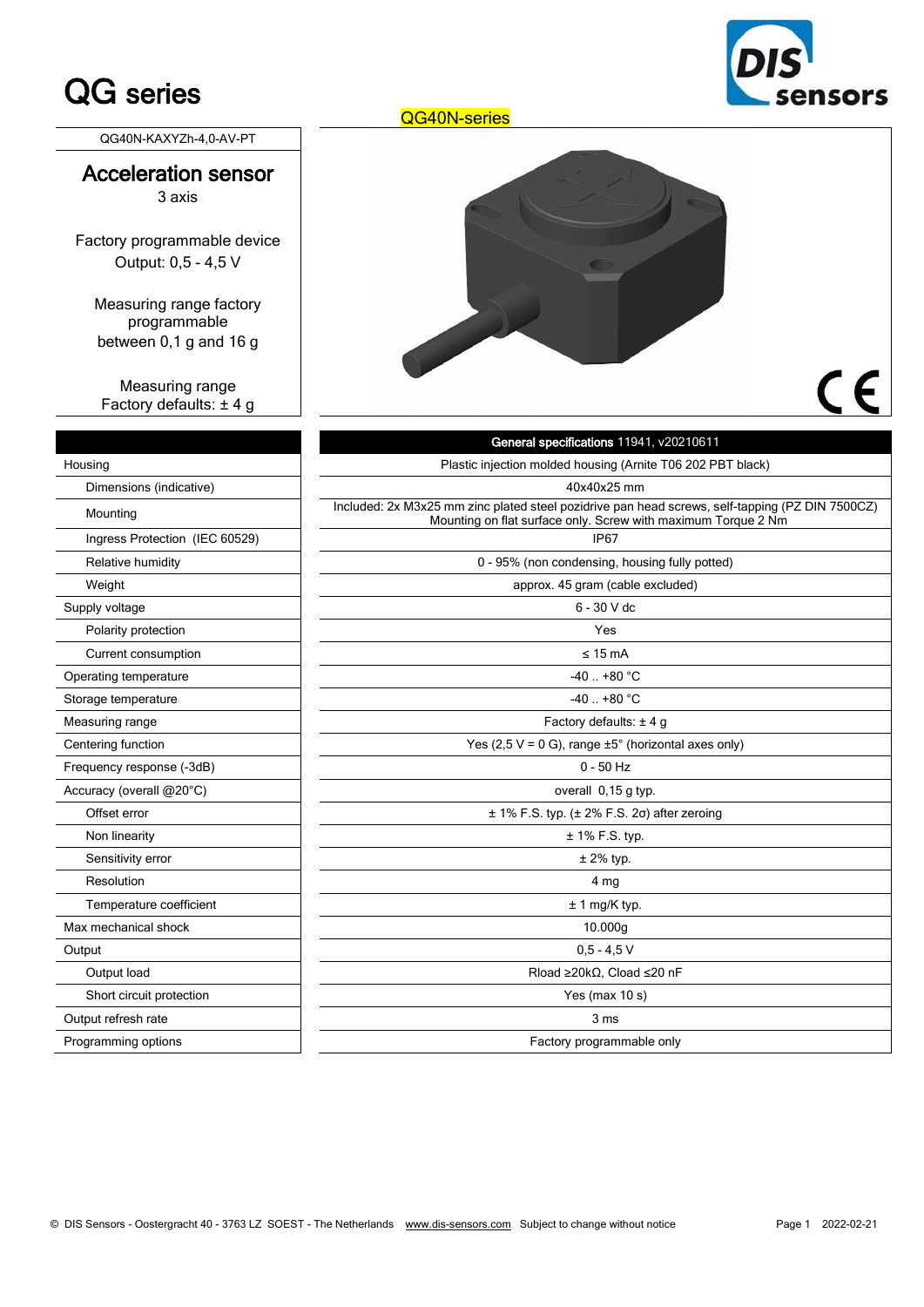# QG series

QG40N-series

QG40N-KAXYZh-4,0-AV-PT

## Acceleration sensor

3 axis

Factory programmable device
Output: 0,5 - 4,5 V

Measuring range factory programmable
between 0,1 g and 16 g

Measuring range
Factory defaults: ± 4 g

| | General specifications 11941, v20210611 |
|---|---|
| Housing | Plastic injection molded housing (Arnite T06 202 PBT black) |
| Dimensions (indicative) | 40x40x25 mm |
| Mounting | Included: 2x M3x25 mm zinc plated steel pozidrive pan head screws, self-tapping (PZ DIN 7500CZ) Mounting on flat surface only. Screw with maximum Torque 2 Nm |
| Ingress Protection (IEC 60529) | IP67 |
| Relative humidity | 0 - 95% (non condensing, housing fully potted) |
| Weight | approx. 45 gram (cable excluded) |
| Supply voltage | 6 - 30 V dc |
| Polarity protection | Yes |
| Current consumption | ≤ 15 mA |
| Operating temperature | -40 .. +80 °C |
| Storage temperature | -40 .. +80 °C |
| Measuring range | Factory defaults: ± 4 g |
| Centering function | Yes (2,5 V = 0 G), range ±5° (horizontal axes only) |
| Frequency response (-3dB) | 0 - 50 Hz |
| Accuracy (overall @20°C) | overall 0,15 g typ. |
| Offset error | ± 1% F.S. typ. (± 2% F.S. 2σ) after zeroing |
| Non linearity | ± 1% F.S. typ. |
| Sensitivity error | ± 2% typ. |
| Resolution | 4 mg |
| Temperature coefficient | ± 1 mg/K typ. |
| Max mechanical shock | 10.000g |
| Output | 0,5 - 4,5 V |
| Output load | Rload ≥20kΩ, Cload ≤20 nF |
| Short circuit protection | Yes (max 10 s) |
| Output refresh rate | 3 ms |
| Programming options | Factory programmable only |

© DIS Sensors - Oostergracht 40 - 3763 LZ SOEST - The Netherlands www.dis-sensors.com Subject to change without notice 2022-02-21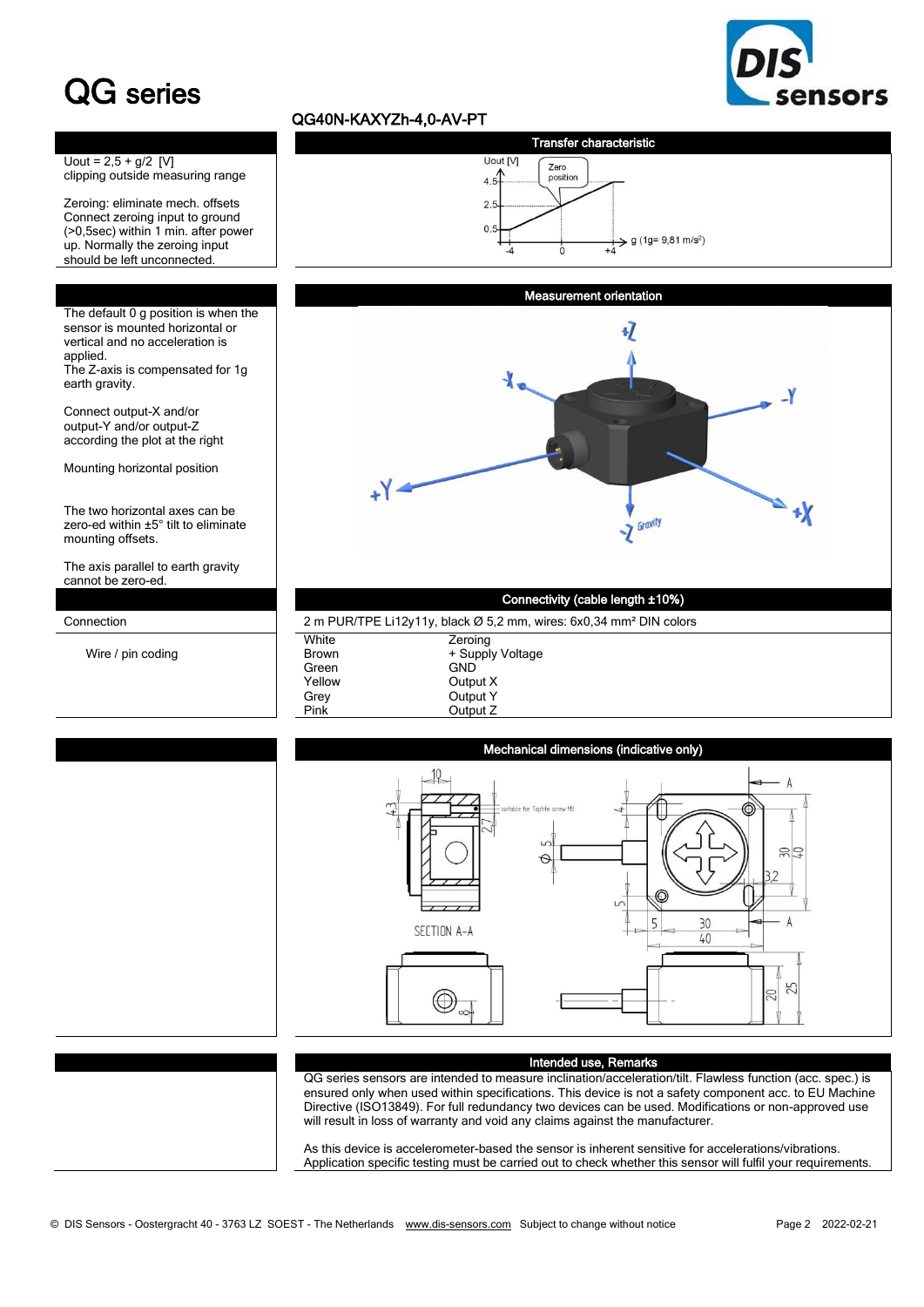# QG series

## QG40N-KAXYZh-4,0-AV-PT

### Transfer characteristic

$U_{out} = 2{,}5 + g/2$ [V]
clipping outside measuring range

Zeroing: eliminate mech. offsets
Connect zeroing input to ground (>0,5sec) within 1 min. after power up. Normally the zeroing input should be left unconnected.

Uout [V]
Zero position
4.5
2.5
0.5
-4
0
+4
g (1g= 9,81 m/s²)

### Measurement orientation

The default 0 g position is when the sensor is mounted horizontal or vertical and no acceleration is applied.
The Z-axis is compensated for 1g earth gravity.

Connect output-X and/or output-Y and/or output-Z according the plot at the right

Mounting horizontal position

The two horizontal axes can be zero-ed within ±5° tilt to eliminate mounting offsets.

The axis parallel to earth gravity cannot be zero-ed.

+Z
-X
-Y
+Y
+X
-Z Gravity

### Connectivity (cable length ±10%)

| | | |
|---|---|---|
| Connection | 2 m PUR/TPE Li12y11y, black Ø 5,2 mm, wires: 6x0,34 mm² DIN colors | |
| Wire / pin coding | White | Zeroing |
| | Brown | + Supply Voltage |
| | Green | GND |
| | Yellow | Output X |
| | Grey | Output Y |
| | Pink | Output Z |

### Mechanical dimensions (indicative only)

10
4,3
2,7
suitable for Topfite screw M3
SECTION A-A
A
4
Ø 5
30
40
3,2
5
5
30
40
A
8
20
25

### Intended use, Remarks

QG series sensors are intended to measure inclination/acceleration/tilt. Flawless function (acc. spec.) is ensured only when used within specifications. This device is not a safety component acc. to EU Machine Directive (ISO13849). For full redundancy two devices can be used. Modifications or non-approved use will result in loss of warranty and void any claims against the manufacturer.

As this device is accelerometer-based the sensor is inherent sensitive for accelerations/vibrations. Application specific testing must be carried out to check whether this sensor will fulfil your requirements.